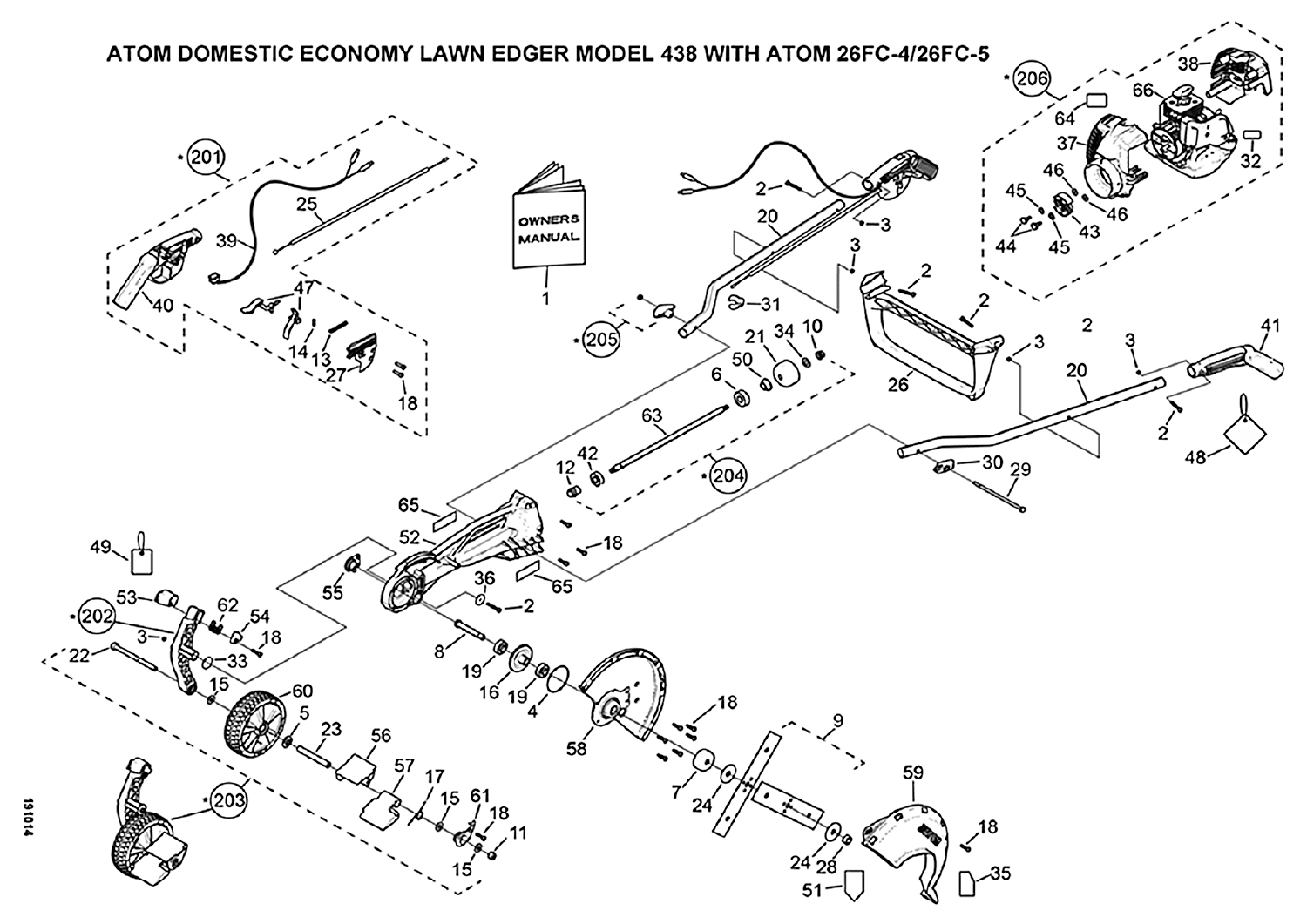# ATOM DOMESTIC ECONOMY LAWN EDGER MODEL 438 WITH ATOM 26FC-4/26FC-5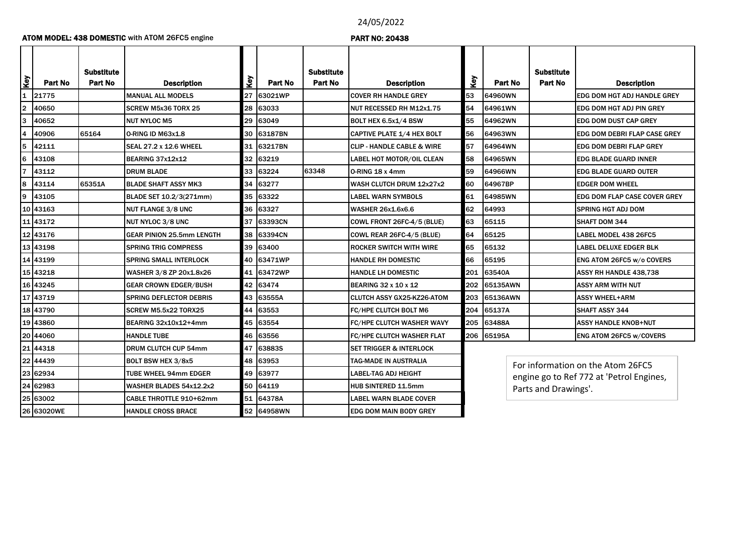24/05/2022

**ATOM MODEL: 438 DOMESTIC** with ATOM 26FC5 engine

**PART NO: 20438**

| Key | Part No | Substitute Part No | Description | Key | Part No | Substitute Part No | Description | Key | Part No | Substitute Part No | Description |
|---|---|---|---|---|---|---|---|---|---|---|---|
| 1 | 21775 | | MANUAL ALL MODELS | 27 | 63021WP | | COVER RH HANDLE GREY | 53 | 64960WN | | EDG DOM HGT ADJ HANDLE GREY |
| 2 | 40650 | | SCREW M5x36 TORX 25 | 28 | 63033 | | NUT RECESSED RH M12x1.75 | 54 | 64961WN | | EDG DOM HGT ADJ PIN GREY |
| 3 | 40652 | | NUT NYLOC M5 | 29 | 63049 | | BOLT HEX 6.5x1/4 BSW | 55 | 64962WN | | EDG DOM DUST CAP GREY |
| 4 | 40906 | 65164 | O-RING ID M63x1.8 | 30 | 63187BN | | CAPTIVE PLATE 1/4 HEX BOLT | 56 | 64963WN | | EDG DOM DEBRI FLAP CASE GREY |
| 5 | 42111 | | SEAL 27.2 x 12.6 WHEEL | 31 | 63217BN | | CLIP - HANDLE CABLE & WIRE | 57 | 64964WN | | EDG DOM DEBRI FLAP GREY |
| 6 | 43108 | | BEARING 37x12x12 | 32 | 63219 | | LABEL HOT MOTOR/OIL CLEAN | 58 | 64965WN | | EDG BLADE GUARD INNER |
| 7 | 43112 | | DRUM BLADE | 33 | 63224 | 63348 | O-RING 18 x 4mm | 59 | 64966WN | | EDG BLADE GUARD OUTER |
| 8 | 43114 | 65351A | BLADE SHAFT ASSY MK3 | 34 | 63277 | | WASH CLUTCH DRUM 12x27x2 | 60 | 64967BP | | EDGER DOM WHEEL |
| 9 | 43105 | | BLADE SET 10.2/3(271mm) | 35 | 63322 | | LABEL WARN SYMBOLS | 61 | 64985WN | | EDG DOM FLAP CASE COVER GREY |
| 10 | 43163 | | NUT FLANGE 3/8 UNC | 36 | 63327 | | WASHER 26x1.6x6.6 | 62 | 64993 | | SPRING HGT ADJ DOM |
| 11 | 43172 | | NUT NYLOC 3/8 UNC | 37 | 63393CN | | COWL FRONT 26FC-4/5 (BLUE) | 63 | 65115 | | SHAFT DOM 344 |
| 12 | 43176 | | GEAR PINION 25.5mm LENGTH | 38 | 63394CN | | COWL REAR 26FC-4/5 (BLUE) | 64 | 65125 | | LABEL MODEL 438 26FC5 |
| 13 | 43198 | | SPRING TRIG COMPRESS | 39 | 63400 | | ROCKER SWITCH WITH WIRE | 65 | 65132 | | LABEL DELUXE EDGER BLK |
| 14 | 43199 | | SPRING SMALL INTERLOCK | 40 | 63471WP | | HANDLE RH DOMESTIC | 66 | 65195 | | ENG ATOM 26FC5 w/o COVERS |
| 15 | 43218 | | WASHER 3/8 ZP 20x1.8x26 | 41 | 63472WP | | HANDLE LH DOMESTIC | 201 | 63540A | | ASSY RH HANDLE 438,738 |
| 16 | 43245 | | GEAR CROWN EDGER/BUSH | 42 | 63474 | | BEARING 32 x 10 x 12 | 202 | 65135AWN | | ASSY ARM WITH NUT |
| 17 | 43719 | | SPRING DEFLECTOR DEBRIS | 43 | 63555A | | CLUTCH ASSY GX25-KZ26-ATOM | 203 | 65136AWN | | ASSY WHEEL+ARM |
| 18 | 43790 | | SCREW M5.5x22 TORX25 | 44 | 63553 | | FC/HPE CLUTCH BOLT M6 | 204 | 65137A | | SHAFT ASSY 344 |
| 19 | 43860 | | BEARING 32x10x12+4mm | 45 | 63554 | | FC/HPE CLUTCH WASHER WAVY | 205 | 63488A | | ASSY HANDLE KNOB+NUT |
| 20 | 44060 | | HANDLE TUBE | 46 | 63556 | | FC/HPE CLUTCH WASHER FLAT | 206 | 65195A | | ENG ATOM 26FC5 w/COVERS |
| 21 | 44318 | | DRUM CLUTCH CUP 54mm | 47 | 63883S | | SET TRIGGER & INTERLOCK | | | | |
| 22 | 44439 | | BOLT BSW HEX 3/8x5 | 48 | 63953 | | TAG-MADE IN AUSTRALIA | | | | |
| 23 | 62934 | | TUBE WHEEL 94mm EDGER | 49 | 63977 | | LABEL-TAG ADJ HEIGHT | | | | |
| 24 | 62983 | | WASHER BLADES 54x12.2x2 | 50 | 64119 | | HUB SINTERED 11.5mm | | | | |
| 25 | 63002 | | CABLE THROTTLE 910+62mm | 51 | 64378A | | LABEL WARN BLADE COVER | | | | |
| 26 | 63020WE | | HANDLE CROSS BRACE | 52 | 64958WN | | EDG DOM MAIN BODY GREY | | | | |

For information on the Atom 26FC5 engine go to Ref 772 at 'Petrol Engines, Parts and Drawings'.